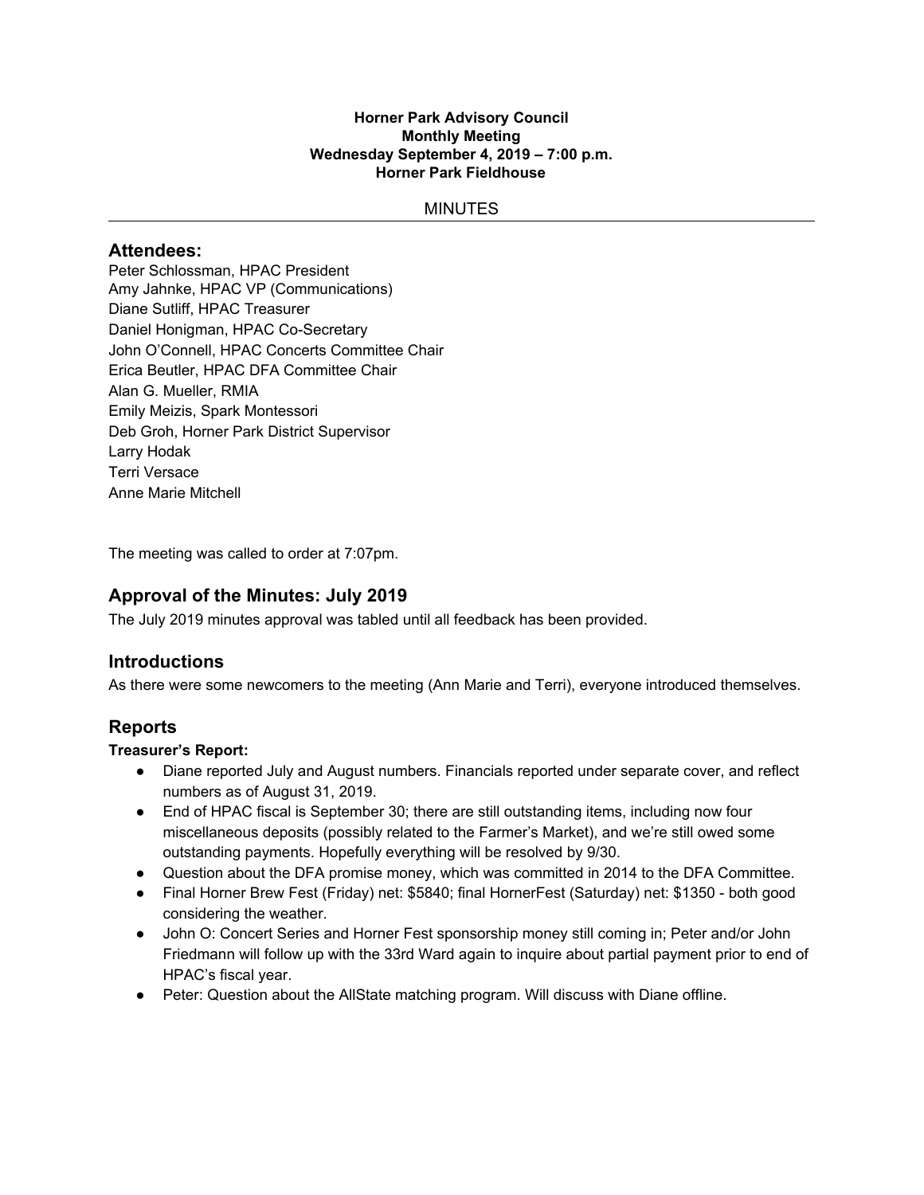**Horner Park Advisory Council**
**Monthly Meeting**
**Wednesday September 4, 2019 – 7:00 p.m.**
**Horner Park Fieldhouse**

MINUTES

---

## Attendees:

Peter Schlossman, HPAC President
Amy Jahnke, HPAC VP (Communications)
Diane Sutliff, HPAC Treasurer
Daniel Honigman, HPAC Co-Secretary
John O'Connell, HPAC Concerts Committee Chair
Erica Beutler, HPAC DFA Committee Chair
Alan G. Mueller, RMIA
Emily Meizis, Spark Montessori
Deb Groh, Horner Park District Supervisor
Larry Hodak
Terri Versace
Anne Marie Mitchell

The meeting was called to order at 7:07pm.

## Approval of the Minutes: July 2019

The July 2019 minutes approval was tabled until all feedback has been provided.

## Introductions

As there were some newcomers to the meeting (Ann Marie and Terri), everyone introduced themselves.

## Reports

**Treasurer's Report:**

- Diane reported July and August numbers. Financials reported under separate cover, and reflect numbers as of August 31, 2019.
- End of HPAC fiscal is September 30; there are still outstanding items, including now four miscellaneous deposits (possibly related to the Farmer's Market), and we're still owed some outstanding payments. Hopefully everything will be resolved by 9/30.
- Question about the DFA promise money, which was committed in 2014 to the DFA Committee.
- Final Horner Brew Fest (Friday) net: $5840; final HornerFest (Saturday) net: $1350 - both good considering the weather.
- John O: Concert Series and Horner Fest sponsorship money still coming in; Peter and/or John Friedmann will follow up with the 33rd Ward again to inquire about partial payment prior to end of HPAC's fiscal year.
- Peter: Question about the AllState matching program. Will discuss with Diane offline.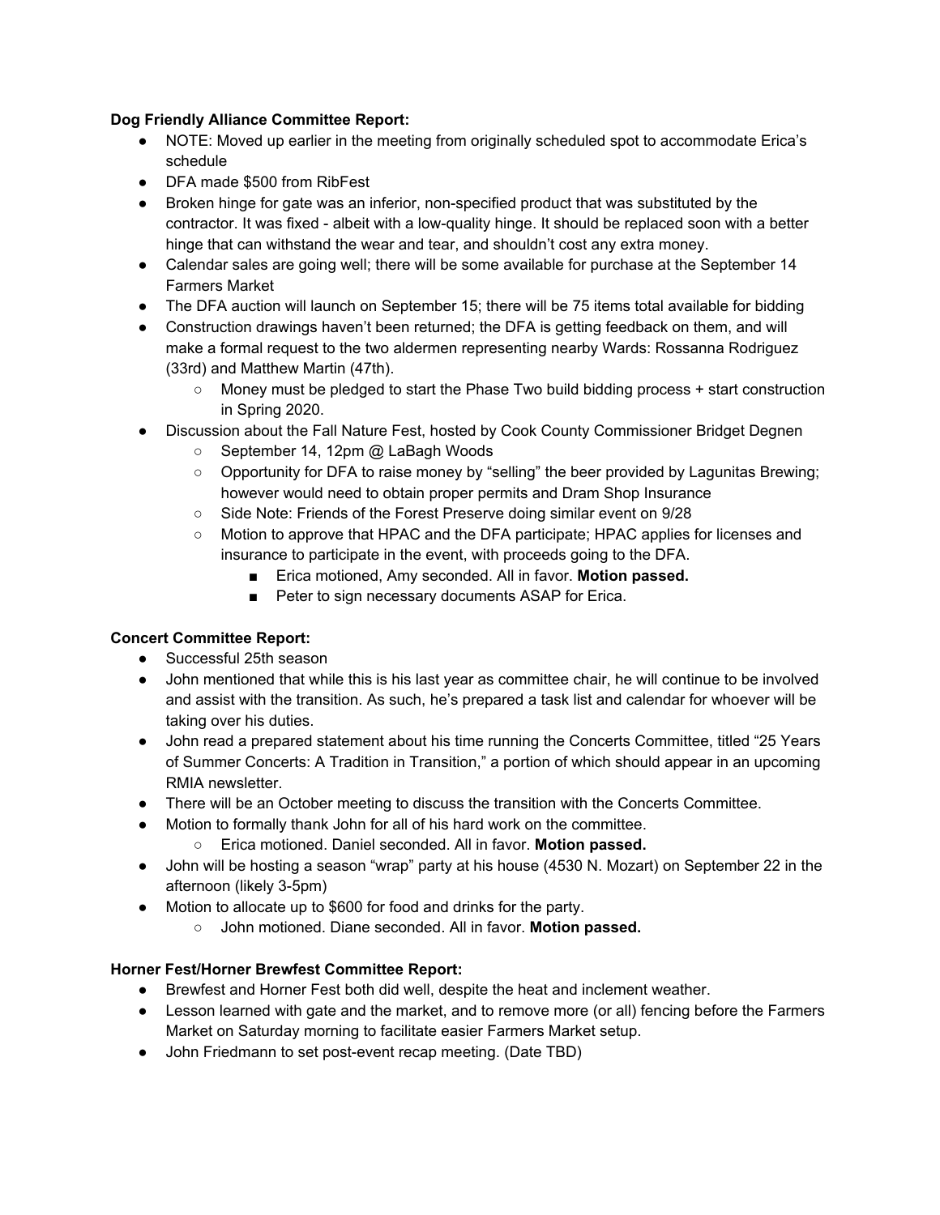**Dog Friendly Alliance Committee Report:**

- NOTE: Moved up earlier in the meeting from originally scheduled spot to accommodate Erica's schedule
- DFA made $500 from RibFest
- Broken hinge for gate was an inferior, non-specified product that was substituted by the contractor. It was fixed - albeit with a low-quality hinge. It should be replaced soon with a better hinge that can withstand the wear and tear, and shouldn't cost any extra money.
- Calendar sales are going well; there will be some available for purchase at the September 14 Farmers Market
- The DFA auction will launch on September 15; there will be 75 items total available for bidding
- Construction drawings haven't been returned; the DFA is getting feedback on them, and will make a formal request to the two aldermen representing nearby Wards: Rossanna Rodriguez (33rd) and Matthew Martin (47th).
    - Money must be pledged to start the Phase Two build bidding process + start construction in Spring 2020.
- Discussion about the Fall Nature Fest, hosted by Cook County Commissioner Bridget Degnen
    - September 14, 12pm @ LaBagh Woods
    - Opportunity for DFA to raise money by "selling" the beer provided by Lagunitas Brewing; however would need to obtain proper permits and Dram Shop Insurance
    - Side Note: Friends of the Forest Preserve doing similar event on 9/28
    - Motion to approve that HPAC and the DFA participate; HPAC applies for licenses and insurance to participate in the event, with proceeds going to the DFA.
        - Erica motioned, Amy seconded. All in favor. **Motion passed.**
        - Peter to sign necessary documents ASAP for Erica.

**Concert Committee Report:**

- Successful 25th season
- John mentioned that while this is his last year as committee chair, he will continue to be involved and assist with the transition. As such, he's prepared a task list and calendar for whoever will be taking over his duties.
- John read a prepared statement about his time running the Concerts Committee, titled "25 Years of Summer Concerts: A Tradition in Transition," a portion of which should appear in an upcoming RMIA newsletter.
- There will be an October meeting to discuss the transition with the Concerts Committee.
- Motion to formally thank John for all of his hard work on the committee.
    - Erica motioned. Daniel seconded. All in favor. **Motion passed.**
- John will be hosting a season "wrap" party at his house (4530 N. Mozart) on September 22 in the afternoon (likely 3-5pm)
- Motion to allocate up to $600 for food and drinks for the party.
    - John motioned. Diane seconded. All in favor. **Motion passed.**

**Horner Fest/Horner Brewfest Committee Report:**

- Brewfest and Horner Fest both did well, despite the heat and inclement weather.
- Lesson learned with gate and the market, and to remove more (or all) fencing before the Farmers Market on Saturday morning to facilitate easier Farmers Market setup.
- John Friedmann to set post-event recap meeting. (Date TBD)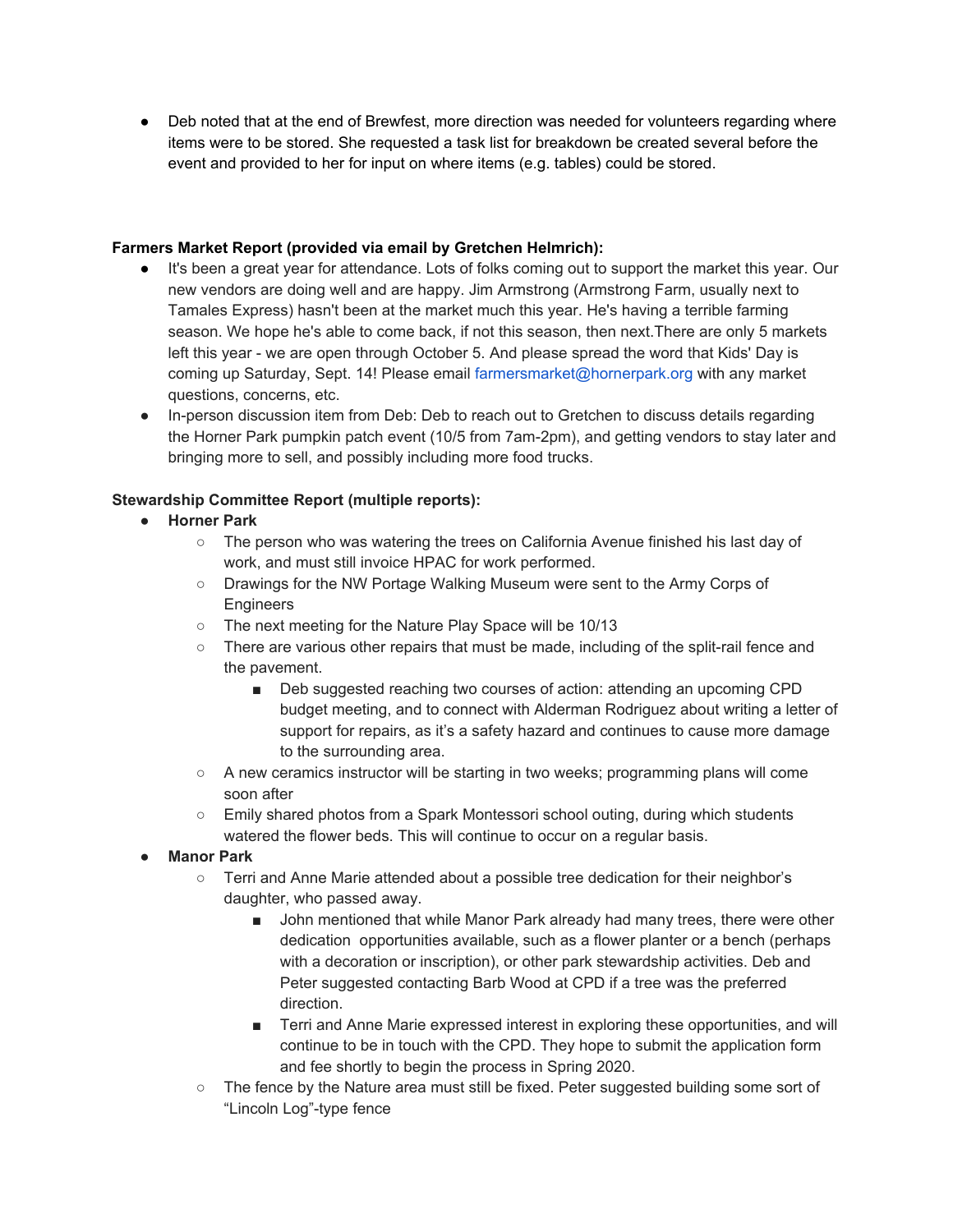- Deb noted that at the end of Brewfest, more direction was needed for volunteers regarding where items were to be stored. She requested a task list for breakdown be created several before the event and provided to her for input on where items (e.g. tables) could be stored.

**Farmers Market Report (provided via email by Gretchen Helmrich):**

- It's been a great year for attendance. Lots of folks coming out to support the market this year. Our new vendors are doing well and are happy. Jim Armstrong (Armstrong Farm, usually next to Tamales Express) hasn't been at the market much this year. He's having a terrible farming season. We hope he's able to come back, if not this season, then next.There are only 5 markets left this year - we are open through October 5. And please spread the word that Kids' Day is coming up Saturday, Sept. 14! Please email farmersmarket@hornerpark.org with any market questions, concerns, etc.
- In-person discussion item from Deb: Deb to reach out to Gretchen to discuss details regarding the Horner Park pumpkin patch event (10/5 from 7am-2pm), and getting vendors to stay later and bringing more to sell, and possibly including more food trucks.

**Stewardship Committee Report (multiple reports):**

- **Horner Park**
    - The person who was watering the trees on California Avenue finished his last day of work, and must still invoice HPAC for work performed.
    - Drawings for the NW Portage Walking Museum were sent to the Army Corps of Engineers
    - The next meeting for the Nature Play Space will be 10/13
    - There are various other repairs that must be made, including of the split-rail fence and the pavement.
        - Deb suggested reaching two courses of action: attending an upcoming CPD budget meeting, and to connect with Alderman Rodriguez about writing a letter of support for repairs, as it's a safety hazard and continues to cause more damage to the surrounding area.
    - A new ceramics instructor will be starting in two weeks; programming plans will come soon after
    - Emily shared photos from a Spark Montessori school outing, during which students watered the flower beds. This will continue to occur on a regular basis.
- **Manor Park**
    - Terri and Anne Marie attended about a possible tree dedication for their neighbor's daughter, who passed away.
        - John mentioned that while Manor Park already had many trees, there were other dedication opportunities available, such as a flower planter or a bench (perhaps with a decoration or inscription), or other park stewardship activities. Deb and Peter suggested contacting Barb Wood at CPD if a tree was the preferred direction.
        - Terri and Anne Marie expressed interest in exploring these opportunities, and will continue to be in touch with the CPD. They hope to submit the application form and fee shortly to begin the process in Spring 2020.
    - The fence by the Nature area must still be fixed. Peter suggested building some sort of "Lincoln Log"-type fence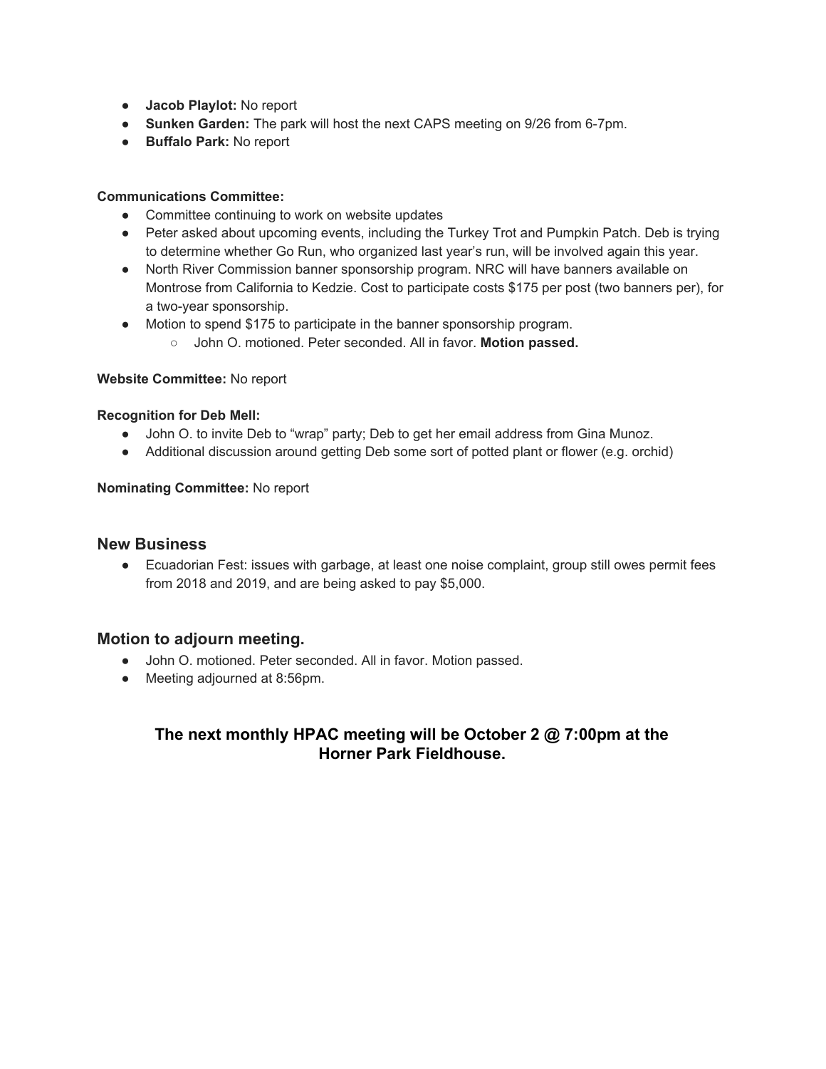- **Jacob Playlot:** No report
- **Sunken Garden:** The park will host the next CAPS meeting on 9/26 from 6-7pm.
- **Buffalo Park:** No report

**Communications Committee:**

- Committee continuing to work on website updates
- Peter asked about upcoming events, including the Turkey Trot and Pumpkin Patch. Deb is trying to determine whether Go Run, who organized last year's run, will be involved again this year.
- North River Commission banner sponsorship program. NRC will have banners available on Montrose from California to Kedzie. Cost to participate costs $175 per post (two banners per), for a two-year sponsorship.
- Motion to spend $175 to participate in the banner sponsorship program.
  - John O. motioned. Peter seconded. All in favor. **Motion passed.**

**Website Committee:** No report

**Recognition for Deb Mell:**

- John O. to invite Deb to "wrap" party; Deb to get her email address from Gina Munoz.
- Additional discussion around getting Deb some sort of potted plant or flower (e.g. orchid)

**Nominating Committee:** No report

## New Business

- Ecuadorian Fest: issues with garbage, at least one noise complaint, group still owes permit fees from 2018 and 2019, and are being asked to pay $5,000.

## Motion to adjourn meeting.

- John O. motioned. Peter seconded. All in favor. Motion passed.
- Meeting adjourned at 8:56pm.

**The next monthly HPAC meeting will be October 2 @ 7:00pm at the Horner Park Fieldhouse.**